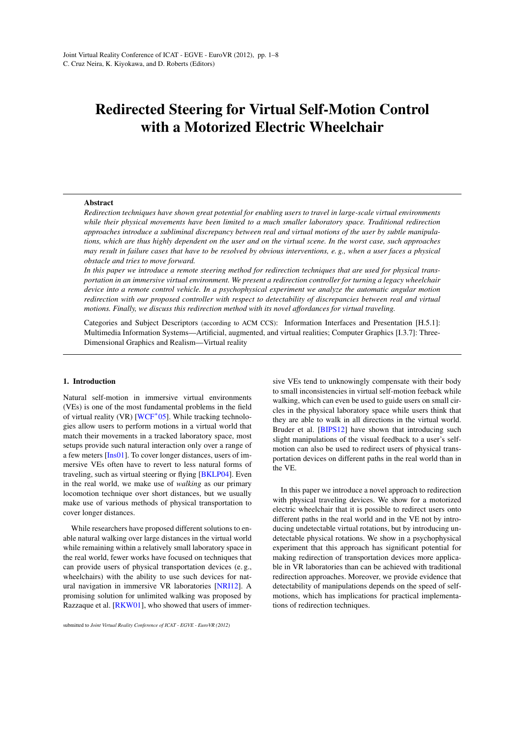# Redirected Steering for Virtual Self-Motion Control with a Motorized Electric Wheelchair

## Abstract

*Redirection techniques have shown great potential for enabling users to travel in large-scale virtual environments while their physical movements have been limited to a much smaller laboratory space. Traditional redirection approaches introduce a subliminal discrepancy between real and virtual motions of the user by subtle manipulations, which are thus highly dependent on the user and on the virtual scene. In the worst case, such approaches may result in failure cases that have to be resolved by obvious interventions, e. g., when a user faces a physical obstacle and tries to move forward.*

*In this paper we introduce a remote steering method for redirection techniques that are used for physical transportation in an immersive virtual environment. We present a redirection controller for turning a legacy wheelchair device into a remote control vehicle. In a psychophysical experiment we analyze the automatic angular motion redirection with our proposed controller with respect to detectability of discrepancies between real and virtual motions. Finally, we discuss this redirection method with its novel affordances for virtual traveling.*

Categories and Subject Descriptors (according to ACM CCS): Information Interfaces and Presentation [H.5.1]: Multimedia Information Systems—Artificial, augmented, and virtual realities; Computer Graphics [I.3.7]: Three-Dimensional Graphics and Realism—Virtual reality

## 1. Introduction

Natural self-motion in immersive virtual environments (VEs) is one of the most fundamental problems in the field of virtual reality (VR) [WCF*05]. While tracking technologies allow users to perform motions in a virtual world that match their movements in a tracked laboratory space, most setups provide such natural interaction only over a range of a few meters [Ins01]. To cover longer distances, users of immersive VEs often have to revert to less natural forms of traveling, such as virtual steering or flying [BKLP04]. Even in the real world, we make use of *walking* as our primary locomotion technique over short distances, but we usually make use of various methods of physical transportation to cover longer distances.

While researchers have proposed different solutions to enable natural walking over large distances in the virtual world while remaining within a relatively small laboratory space in the real world, fewer works have focused on techniques that can provide users of physical transportation devices (e. g., wheelchairs) with the ability to use such devices for natural navigation in immersive VR laboratories [NRI12]. A promising solution for unlimited walking was proposed by Razzaque et al. [RKW01], who showed that users of immersive VEs tend to unknowingly compensate with their body to small inconsistencies in virtual self-motion feeback while walking, which can even be used to guide users on small circles in the physical laboratory space while users think that they are able to walk in all directions in the virtual world. Bruder et al. [BIPS12] have shown that introducing such slight manipulations of the visual feedback to a user's self-motion can also be used to redirect users of physical transportation devices on different paths in the real world than in the VE.

In this paper we introduce a novel approach to redirection with physical traveling devices. We show for a motorized electric wheelchair that it is possible to redirect users onto different paths in the real world and in the VE not by introducing undetectable virtual rotations, but by introducing undetectable physical rotations. We show in a psychophysical experiment that this approach has significant potential for making redirection of transportation devices more applicable in VR laboratories than can be achieved with traditional redirection approaches. Moreover, we provide evidence that detectability of manipulations depends on the speed of self-motions, which has implications for practical implementations of redirection techniques.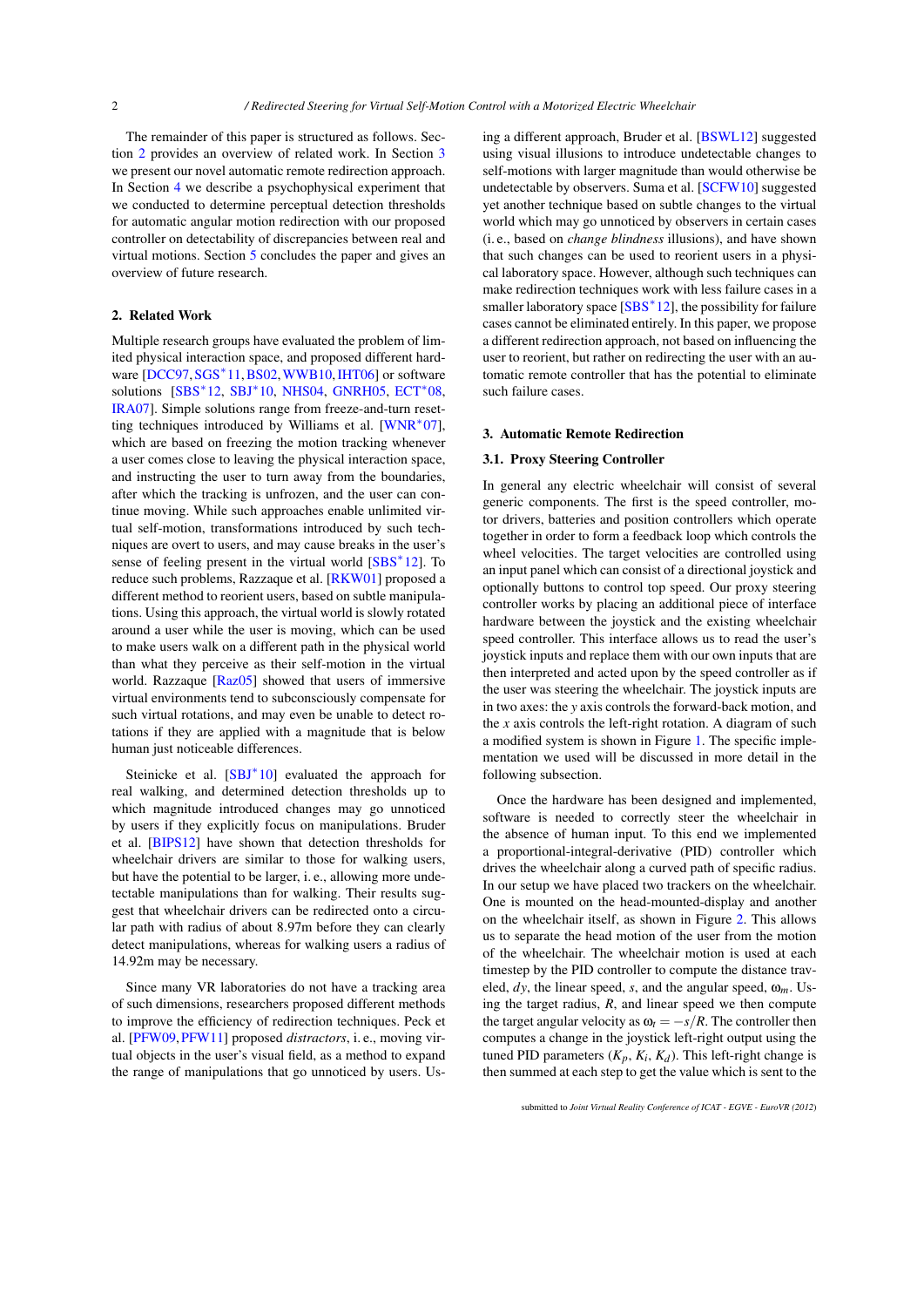The remainder of this paper is structured as follows. Section 2 provides an overview of related work. In Section 3 we present our novel automatic remote redirection approach. In Section 4 we describe a psychophysical experiment that we conducted to determine perceptual detection thresholds for automatic angular motion redirection with our proposed controller on detectability of discrepancies between real and virtual motions. Section 5 concludes the paper and gives an overview of future research.

## 2. Related Work

Multiple research groups have evaluated the problem of limited physical interaction space, and proposed different hardware [DCC97, SGS*11, BS02, WWB10, IHT06] or software solutions [SBS*12, SBJ*10, NHS04, GNRH05, ECT*08, IRA07]. Simple solutions range from freeze-and-turn resetting techniques introduced by Williams et al. [WNR*07], which are based on freezing the motion tracking whenever a user comes close to leaving the physical interaction space, and instructing the user to turn away from the boundaries, after which the tracking is unfrozen, and the user can continue moving. While such approaches enable unlimited virtual self-motion, transformations introduced by such techniques are overt to users, and may cause breaks in the user's sense of feeling present in the virtual world [SBS*12]. To reduce such problems, Razzaque et al. [RKW01] proposed a different method to reorient users, based on subtle manipulations. Using this approach, the virtual world is slowly rotated around a user while the user is moving, which can be used to make users walk on a different path in the physical world than what they perceive as their self-motion in the virtual world. Razzaque [Raz05] showed that users of immersive virtual environments tend to subconsciously compensate for such virtual rotations, and may even be unable to detect rotations if they are applied with a magnitude that is below human just noticeable differences.

Steinicke et al. [SBJ*10] evaluated the approach for real walking, and determined detection thresholds up to which magnitude introduced changes may go unnoticed by users if they explicitly focus on manipulations. Bruder et al. [BIPS12] have shown that detection thresholds for wheelchair drivers are similar to those for walking users, but have the potential to be larger, i. e., allowing more undetectable manipulations than for walking. Their results suggest that wheelchair drivers can be redirected onto a circular path with radius of about 8.97m before they can clearly detect manipulations, whereas for walking users a radius of 14.92m may be necessary.

Since many VR laboratories do not have a tracking area of such dimensions, researchers proposed different methods to improve the efficiency of redirection techniques. Peck et al. [PFW09, PFW11] proposed *distractors*, i. e., moving virtual objects in the user's visual field, as a method to expand the range of manipulations that go unnoticed by users. Using a different approach, Bruder et al. [BSWL12] suggested using visual illusions to introduce undetectable changes to self-motions with larger magnitude than would otherwise be undetectable by observers. Suma et al. [SCFW10] suggested yet another technique based on subtle changes to the virtual world which may go unnoticed by observers in certain cases (i. e., based on *change blindness* illusions), and have shown that such changes can be used to reorient users in a physical laboratory space. However, although such techniques can make redirection techniques work with less failure cases in a smaller laboratory space [SBS*12], the possibility for failure cases cannot be eliminated entirely. In this paper, we propose a different redirection approach, not based on influencing the user to reorient, but rather on redirecting the user with an automatic remote controller that has the potential to eliminate such failure cases.

## 3. Automatic Remote Redirection

### 3.1. Proxy Steering Controller

In general any electric wheelchair will consist of several generic components. The first is the speed controller, motor drivers, batteries and position controllers which operate together in order to form a feedback loop which controls the wheel velocities. The target velocities are controlled using an input panel which can consist of a directional joystick and optionally buttons to control top speed. Our proxy steering controller works by placing an additional piece of interface hardware between the joystick and the existing wheelchair speed controller. This interface allows us to read the user's joystick inputs and replace them with our own inputs that are then interpreted and acted upon by the speed controller as if the user was steering the wheelchair. The joystick inputs are in two axes: the $y$ axis controls the forward-back motion, and the $x$ axis controls the left-right rotation. A diagram of such a modified system is shown in Figure 1. The specific implementation we used will be discussed in more detail in the following subsection.

Once the hardware has been designed and implemented, software is needed to correctly steer the wheelchair in the absence of human input. To this end we implemented a proportional-integral-derivative (PID) controller which drives the wheelchair along a curved path of specific radius. In our setup we have placed two trackers on the wheelchair. One is mounted on the head-mounted-display and another on the wheelchair itself, as shown in Figure 2. This allows us to separate the head motion of the user from the motion of the wheelchair. The wheelchair motion is used at each timestep by the PID controller to compute the distance traveled, $dy$, the linear speed, $s$, and the angular speed, $\omega_m$. Using the target radius, $R$, and linear speed we then compute the target angular velocity as $\omega_t = -s/R$. The controller then computes a change in the joystick left-right output using the tuned PID parameters ($K_p$, $K_i$, $K_d$). This left-right change is then summed at each step to get the value which is sent to the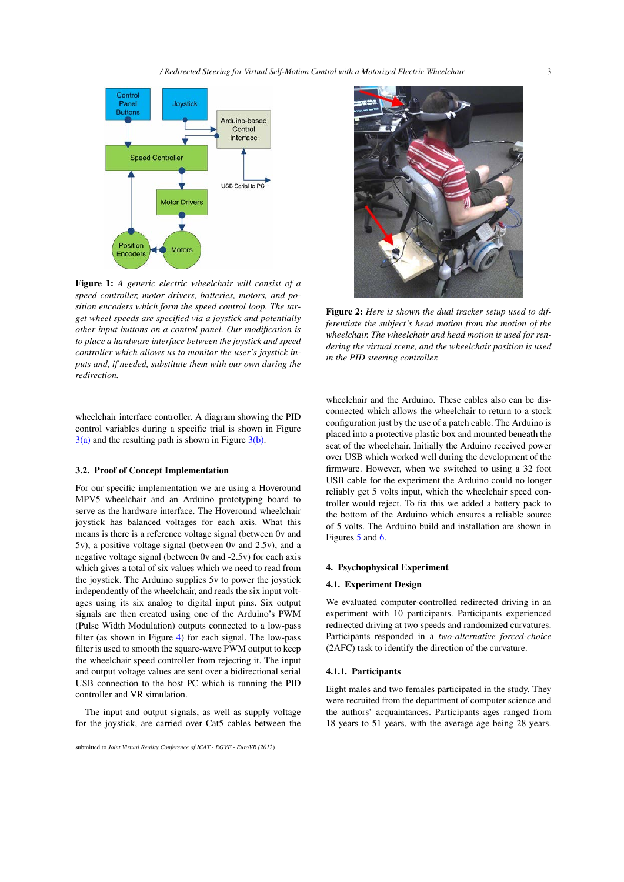**Figure 1:** *A generic electric wheelchair will consist of a speed controller, motor drivers, batteries, motors, and position encoders which form the speed control loop. The target wheel speeds are specified via a joystick and potentially other input buttons on a control panel. Our modification is to place a hardware interface between the joystick and speed controller which allows us to monitor the user's joystick inputs and, if needed, substitute them with our own during the redirection.*

wheelchair interface controller. A diagram showing the PID control variables during a specific trial is shown in Figure 3(a) and the resulting path is shown in Figure 3(b).

### 3.2. Proof of Concept Implementation

For our specific implementation we are using a Hoveround MPV5 wheelchair and an Arduino prototyping board to serve as the hardware interface. The Hoveround wheelchair joystick has balanced voltages for each axis. What this means is there is a reference voltage signal (between 0v and 5v), a positive voltage signal (between 0v and 2.5v), and a negative voltage signal (between 0v and -2.5v) for each axis which gives a total of six values which we need to read from the joystick. The Arduino supplies 5v to power the joystick independently of the wheelchair, and reads the six input voltages using its six analog to digital input pins. Six output signals are then created using one of the Arduino's PWM (Pulse Width Modulation) outputs connected to a low-pass filter (as shown in Figure 4) for each signal. The low-pass filter is used to smooth the square-wave PWM output to keep the wheelchair speed controller from rejecting it. The input and output voltage values are sent over a bidirectional serial USB connection to the host PC which is running the PID controller and VR simulation.

The input and output signals, as well as supply voltage for the joystick, are carried over Cat5 cables between the wheelchair and the Arduino. These cables also can be disconnected which allows the wheelchair to return to a stock configuration just by the use of a patch cable. The Arduino is placed into a protective plastic box and mounted beneath the seat of the wheelchair. Initially the Arduino received power over USB which worked well during the development of the firmware. However, when we switched to using a 32 foot USB cable for the experiment the Arduino could no longer reliably get 5 volts input, which the wheelchair speed controller would reject. To fix this we added a battery pack to the bottom of the Arduino which ensures a reliable source of 5 volts. The Arduino build and installation are shown in Figures 5 and 6.

**Figure 2:** *Here is shown the dual tracker setup used to differentiate the subject's head motion from the motion of the wheelchair. The wheelchair and head motion is used for rendering the virtual scene, and the wheelchair position is used in the PID steering controller.*

## 4. Psychophysical Experiment

### 4.1. Experiment Design

We evaluated computer-controlled redirected driving in an experiment with 10 participants. Participants experienced redirected driving at two speeds and randomized curvatures. Participants responded in a *two-alternative forced-choice* (2AFC) task to identify the direction of the curvature.

#### 4.1.1. Participants

Eight males and two females participated in the study. They were recruited from the department of computer science and the authors' acquaintances. Participants ages ranged from 18 years to 51 years, with the average age being 28 years.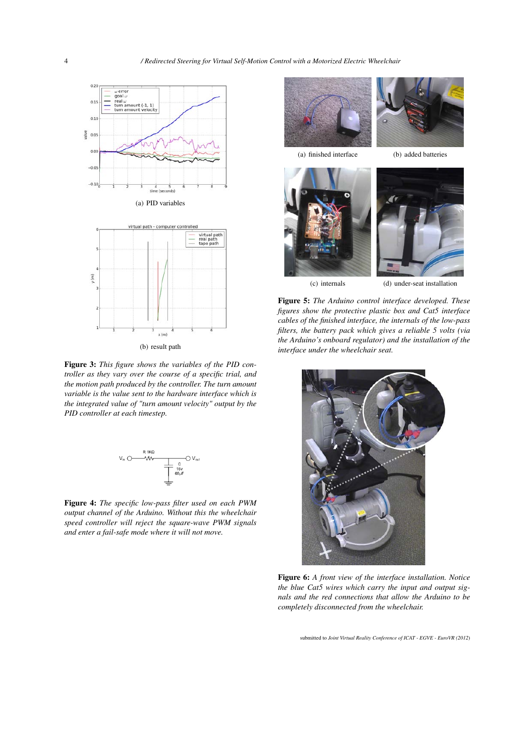(a) PID variables

(b) result path

**Figure 3:** *This figure shows the variables of the PID controller as they vary over the course of a specific trial, and the motion path produced by the controller. The turn amount variable is the value sent to the hardware interface which is the integrated value of "turn amount velocity" output by the PID controller at each timestep.*

**Figure 4:** *The specific low-pass filter used on each PWM output channel of the Arduino. Without this the wheelchair speed controller will reject the square-wave PWM signals and enter a fail-safe mode where it will not move.*

(a) finished interface

(b) added batteries

(c) internals

(d) under-seat installation

**Figure 5:** *The Arduino control interface developed. These figures show the protective plastic box and Cat5 interface cables of the finished interface, the internals of the low-pass filters, the battery pack which gives a reliable 5 volts (via the Arduino's onboard regulator) and the installation of the interface under the wheelchair seat.*

**Figure 6:** *A front view of the interface installation. Notice the blue Cat5 wires which carry the input and output signals and the red connections that allow the Arduino to be completely disconnected from the wheelchair.*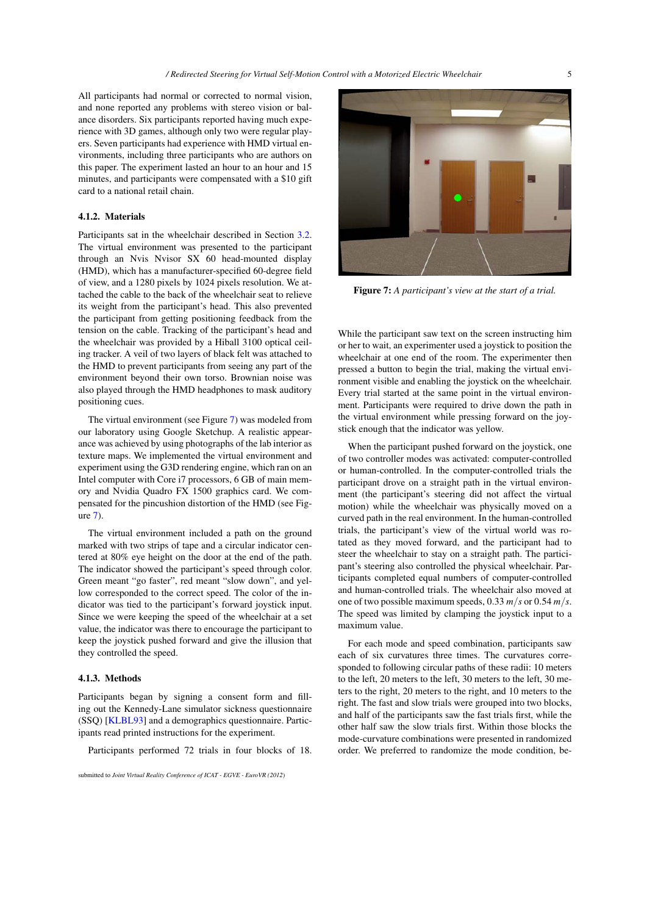All participants had normal or corrected to normal vision, and none reported any problems with stereo vision or balance disorders. Six participants reported having much experience with 3D games, although only two were regular players. Seven participants had experience with HMD virtual environments, including three participants who are authors on this paper. The experiment lasted an hour to an hour and 15 minutes, and participants were compensated with a $10 gift card to a national retail chain.

#### 4.1.2. Materials

Participants sat in the wheelchair described in Section 3.2. The virtual environment was presented to the participant through an Nvis Nvisor SX 60 head-mounted display (HMD), which has a manufacturer-specified 60-degree field of view, and a 1280 pixels by 1024 pixels resolution. We attached the cable to the back of the wheelchair seat to relieve its weight from the participant's head. This also prevented the participant from getting positioning feedback from the tension on the cable. Tracking of the participant's head and the wheelchair was provided by a Hiball 3100 optical ceiling tracker. A veil of two layers of black felt was attached to the HMD to prevent participants from seeing any part of the environment beyond their own torso. Brownian noise was also played through the HMD headphones to mask auditory positioning cues.

The virtual environment (see Figure 7) was modeled from our laboratory using Google Sketchup. A realistic appearance was achieved by using photographs of the lab interior as texture maps. We implemented the virtual environment and experiment using the G3D rendering engine, which ran on an Intel computer with Core i7 processors, 6 GB of main memory and Nvidia Quadro FX 1500 graphics card. We compensated for the pincushion distortion of the HMD (see Figure 7).

The virtual environment included a path on the ground marked with two strips of tape and a circular indicator centered at 80% eye height on the door at the end of the path. The indicator showed the participant's speed through color. Green meant "go faster", red meant "slow down", and yellow corresponded to the correct speed. The color of the indicator was tied to the participant's forward joystick input. Since we were keeping the speed of the wheelchair at a set value, the indicator was there to encourage the participant to keep the joystick pushed forward and give the illusion that they controlled the speed.

#### 4.1.3. Methods

Participants began by signing a consent form and filling out the Kennedy-Lane simulator sickness questionnaire (SSQ) [KLBL93] and a demographics questionnaire. Participants read printed instructions for the experiment.

Participants performed 72 trials in four blocks of 18.

**Figure 7:** *A participant's view at the start of a trial.*

While the participant saw text on the screen instructing him or her to wait, an experimenter used a joystick to position the wheelchair at one end of the room. The experimenter then pressed a button to begin the trial, making the virtual environment visible and enabling the joystick on the wheelchair. Every trial started at the same point in the virtual environment. Participants were required to drive down the path in the virtual environment while pressing forward on the joystick enough that the indicator was yellow.

When the participant pushed forward on the joystick, one of two controller modes was activated: computer-controlled or human-controlled. In the computer-controlled trials the participant drove on a straight path in the virtual environment (the participant's steering did not affect the virtual motion) while the wheelchair was physically moved on a curved path in the real environment. In the human-controlled trials, the participant's view of the virtual world was rotated as they moved forward, and the participant had to steer the wheelchair to stay on a straight path. The participant's steering also controlled the physical wheelchair. Participants completed equal numbers of computer-controlled and human-controlled trials. The wheelchair also moved at one of two possible maximum speeds, 0.33 $m/s$ or 0.54 $m/s$. The speed was limited by clamping the joystick input to a maximum value.

For each mode and speed combination, participants saw each of six curvatures three times. The curvatures corresponded to following circular paths of these radii: 10 meters to the left, 20 meters to the left, 30 meters to the left, 30 meters to the right, 20 meters to the right, and 10 meters to the right. The fast and slow trials were grouped into two blocks, and half of the participants saw the fast trials first, while the other half saw the slow trials first. Within those blocks the mode-curvature combinations were presented in randomized order. We preferred to randomize the mode condition, be-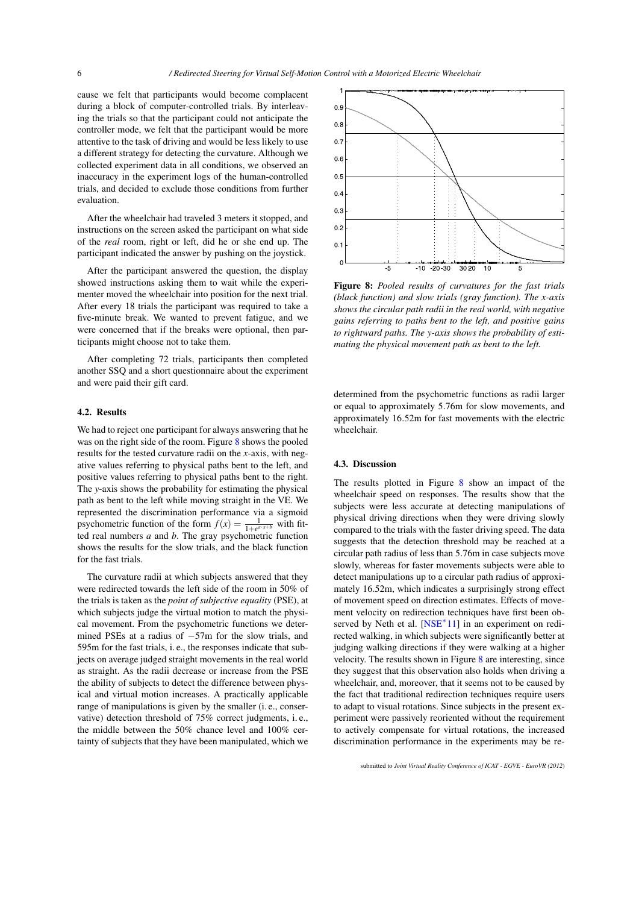cause we felt that participants would become complacent during a block of computer-controlled trials. By interleaving the trials so that the participant could not anticipate the controller mode, we felt that the participant would be more attentive to the task of driving and would be less likely to use a different strategy for detecting the curvature. Although we collected experiment data in all conditions, we observed an inaccuracy in the experiment logs of the human-controlled trials, and decided to exclude those conditions from further evaluation.

After the wheelchair had traveled 3 meters it stopped, and instructions on the screen asked the participant on what side of the *real* room, right or left, did he or she end up. The participant indicated the answer by pushing on the joystick.

After the participant answered the question, the display showed instructions asking them to wait while the experimenter moved the wheelchair into position for the next trial. After every 18 trials the participant was required to take a five-minute break. We wanted to prevent fatigue, and we were concerned that if the breaks were optional, then participants might choose not to take them.

After completing 72 trials, participants then completed another SSQ and a short questionnaire about the experiment and were paid their gift card.

### 4.2. Results

We had to reject one participant for always answering that he was on the right side of the room. Figure 8 shows the pooled results for the tested curvature radii on the *x*-axis, with negative values referring to physical paths bent to the left, and positive values referring to physical paths bent to the right. The *y*-axis shows the probability for estimating the physical path as bent to the left while moving straight in the VE. We represented the discrimination performance via a sigmoid psychometric function of the form $f(x) = \frac{1}{1+e^{a \cdot x + b}}$ with fitted real numbers *a* and *b*. The gray psychometric function shows the results for the slow trials, and the black function for the fast trials.

The curvature radii at which subjects answered that they were redirected towards the left side of the room in 50% of the trials is taken as the *point of subjective equality* (PSE), at which subjects judge the virtual motion to match the physical movement. From the psychometric functions we determined PSEs at a radius of $-57$m for the slow trials, and 595m for the fast trials, i. e., the responses indicate that subjects on average judged straight movements in the real world as straight. As the radii decrease or increase from the PSE the ability of subjects to detect the difference between physical and virtual motion increases. A practically applicable range of manipulations is given by the smaller (i. e., conservative) detection threshold of 75% correct judgments, i. e., the middle between the 50% chance level and 100% certainty of subjects that they have been manipulated, which we determined from the psychometric functions as radii larger or equal to approximately 5.76m for slow movements, and approximately 16.52m for fast movements with the electric wheelchair.

**Figure 8:** *Pooled results of curvatures for the fast trials (black function) and slow trials (gray function). The x-axis shows the circular path radii in the real world, with negative gains referring to paths bent to the left, and positive gains to rightward paths. The y-axis shows the probability of estimating the physical movement path as bent to the left.*

### 4.3. Discussion

The results plotted in Figure 8 show an impact of the wheelchair speed on responses. The results show that the subjects were less accurate at detecting manipulations of physical driving directions when they were driving slowly compared to the trials with the faster driving speed. The data suggests that the detection threshold may be reached at a circular path radius of less than 5.76m in case subjects move slowly, whereas for faster movements subjects were able to detect manipulations up to a circular path radius of approximately 16.52m, which indicates a surprisingly strong effect of movement speed on direction estimates. Effects of movement velocity on redirection techniques have first been observed by Neth et al. [NSE*11] in an experiment on redirected walking, in which subjects were significantly better at judging walking directions if they were walking at a higher velocity. The results shown in Figure 8 are interesting, since they suggest that this observation also holds when driving a wheelchair, and, moreover, that it seems not to be caused by the fact that traditional redirection techniques require users to adapt to visual rotations. Since subjects in the present experiment were passively reoriented without the requirement to actively compensate for virtual rotations, the increased discrimination performance in the experiments may be re-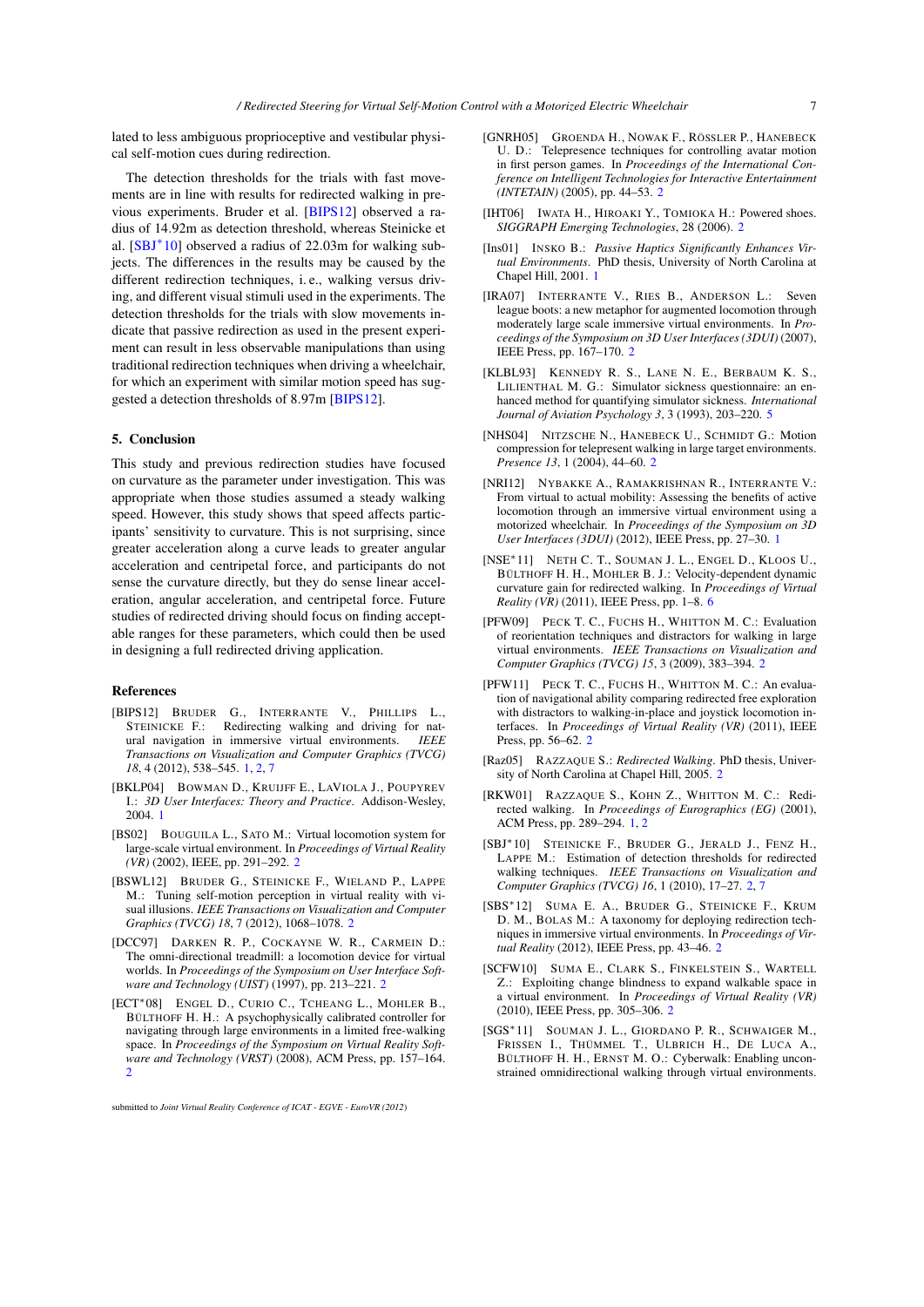lated to less ambiguous proprioceptive and vestibular physical self-motion cues during redirection.

The detection thresholds for the trials with fast movements are in line with results for redirected walking in previous experiments. Bruder et al. [BIPS12] observed a radius of 14.92m as detection threshold, whereas Steinicke et al. [SBJ*10] observed a radius of 22.03m for walking subjects. The differences in the results may be caused by the different redirection techniques, i. e., walking versus driving, and different visual stimuli used in the experiments. The detection thresholds for the trials with slow movements indicate that passive redirection as used in the present experiment can result in less observable manipulations than using traditional redirection techniques when driving a wheelchair, for which an experiment with similar motion speed has suggested a detection thresholds of 8.97m [BIPS12].

## 5. Conclusion

This study and previous redirection studies have focused on curvature as the parameter under investigation. This was appropriate when those studies assumed a steady walking speed. However, this study shows that speed affects participants' sensitivity to curvature. This is not surprising, since greater acceleration along a curve leads to greater angular acceleration and centripetal force, and participants do not sense the curvature directly, but they do sense linear acceleration, angular acceleration, and centripetal force. Future studies of redirected driving should focus on finding acceptable ranges for these parameters, which could then be used in designing a full redirected driving application.

## References

[BIPS12] BRUDER G., INTERRANTE V., PHILLIPS L., STEINICKE F.: Redirecting walking and driving for natural navigation in immersive virtual environments. *IEEE Transactions on Visualization and Computer Graphics (TVCG) 18*, 4 (2012), 538–545. 1, 2, 7

[BKLP04] BOWMAN D., KRUIJFF E., LAVIOLA J., POUPYREV I.: *3D User Interfaces: Theory and Practice*. Addison-Wesley, 2004. 1

[BS02] BOUGUILA L., SATO M.: Virtual locomotion system for large-scale virtual environment. In *Proceedings of Virtual Reality (VR)* (2002), IEEE, pp. 291–292. 2

[BSWL12] BRUDER G., STEINICKE F., WIELAND P., LAPPE M.: Tuning self-motion perception in virtual reality with visual illusions. *IEEE Transactions on Visualization and Computer Graphics (TVCG) 18*, 7 (2012), 1068–1078. 2

[DCC97] DARKEN R. P., COCKAYNE W. R., CARMEIN D.: The omni-directional treadmill: a locomotion device for virtual worlds. In *Proceedings of the Symposium on User Interface Software and Technology (UIST)* (1997), pp. 213–221. 2

[ECT*08] ENGEL D., CURIO C., TCHEANG L., MOHLER B., BÜLTHOFF H. H.: A psychophysically calibrated controller for navigating through large environments in a limited free-walking space. In *Proceedings of the Symposium on Virtual Reality Software and Technology (VRST)* (2008), ACM Press, pp. 157–164. 2

[GNRH05] GROENDA H., NOWAK F., RÖSSLER P., HANEBECK U. D.: Telepresence techniques for controlling avatar motion in first person games. In *Proceedings of the International Conference on Intelligent Technologies for Interactive Entertainment (INTETAIN)* (2005), pp. 44–53. 2

[IHT06] IWATA H., HIROAKI Y., TOMIOKA H.: Powered shoes. *SIGGRAPH Emerging Technologies*, 28 (2006). 2

[Ins01] INSKO B.: *Passive Haptics Significantly Enhances Virtual Environments*. PhD thesis, University of North Carolina at Chapel Hill, 2001. 1

[IRA07] INTERRANTE V., RIES B., ANDERSON L.: Seven league boots: a new metaphor for augmented locomotion through moderately large scale immersive virtual environments. In *Proceedings of the Symposium on 3D User Interfaces (3DUI)* (2007), IEEE Press, pp. 167–170. 2

[KLBL93] KENNEDY R. S., LANE N. E., BERBAUM K. S., LILIENTHAL M. G.: Simulator sickness questionnaire: an enhanced method for quantifying simulator sickness. *International Journal of Aviation Psychology 3*, 3 (1993), 203–220. 5

[NHS04] NITZSCHE N., HANEBECK U., SCHMIDT G.: Motion compression for telepresent walking in large target environments. *Presence 13*, 1 (2004), 44–60. 2

[NRI12] NYBAKKE A., RAMAKRISHNAN R., INTERRANTE V.: From virtual to actual mobility: Assessing the benefits of active locomotion through an immersive virtual environment using a motorized wheelchair. In *Proceedings of the Symposium on 3D User Interfaces (3DUI)* (2012), IEEE Press, pp. 27–30. 1

[NSE*11] NETH C. T., SOUMAN J. L., ENGEL D., KLOOS U., BÜLTHOFF H. H., MOHLER B. J.: Velocity-dependent dynamic curvature gain for redirected walking. In *Proceedings of Virtual Reality (VR)* (2011), IEEE Press, pp. 1–8. 6

[PFW09] PECK T. C., FUCHS H., WHITTON M. C.: Evaluation of reorientation techniques and distractors for walking in large virtual environments. *IEEE Transactions on Visualization and Computer Graphics (TVCG) 15*, 3 (2009), 383–394. 2

[PFW11] PECK T. C., FUCHS H., WHITTON M. C.: An evaluation of navigational ability comparing redirected free exploration with distractors to walking-in-place and joystick locomotion interfaces. In *Proceedings of Virtual Reality (VR)* (2011), IEEE Press, pp. 56–62. 2

[Raz05] RAZZAQUE S.: *Redirected Walking*. PhD thesis, University of North Carolina at Chapel Hill, 2005. 2

[RKW01] RAZZAQUE S., KOHN Z., WHITTON M. C.: Redirected walking. In *Proceedings of Eurographics (EG)* (2001), ACM Press, pp. 289–294. 1, 2

[SBJ*10] STEINICKE F., BRUDER G., JERALD J., FENZ H., LAPPE M.: Estimation of detection thresholds for redirected walking techniques. *IEEE Transactions on Visualization and Computer Graphics (TVCG) 16*, 1 (2010), 17–27. 2, 7

[SBS*12] SUMA E. A., BRUDER G., STEINICKE F., KRUM D. M., BOLAS M.: A taxonomy for deploying redirection techniques in immersive virtual environments. In *Proceedings of Virtual Reality* (2012), IEEE Press, pp. 43–46. 2

[SCFW10] SUMA E., CLARK S., FINKELSTEIN S., WARTELL Z.: Exploiting change blindness to expand walkable space in a virtual environment. In *Proceedings of Virtual Reality (VR)* (2010), IEEE Press, pp. 305–306. 2

[SGS*11] SOUMAN J. L., GIORDANO P. R., SCHWAIGER M., FRISSEN I., THÜMMEL T., ULBRICH H., DE LUCA A., BÜLTHOFF H. H., ERNST M. O.: Cyberwalk: Enabling unconstrained omnidirectional walking through virtual environments.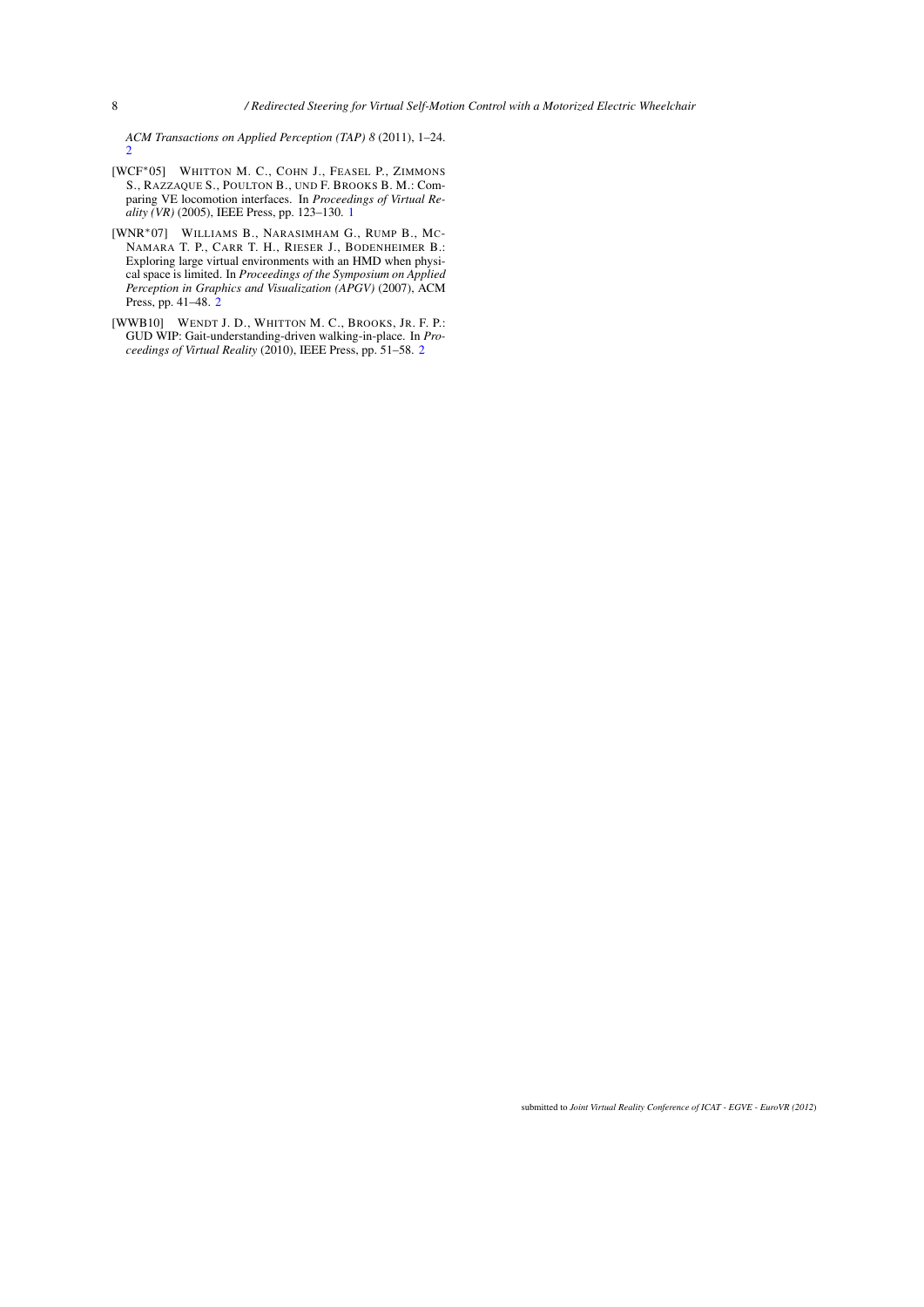*ACM Transactions on Applied Perception (TAP) 8* (2011), 1–24. 2

[WCF*05] WHITTON M. C., COHN J., FEASEL P., ZIMMONS S., RAZZAQUE S., POULTON B., UND F. BROOKS B. M.: Comparing VE locomotion interfaces. In *Proceedings of Virtual Reality (VR)* (2005), IEEE Press, pp. 123–130. 1

[WNR*07] WILLIAMS B., NARASIMHAM G., RUMP B., MCNAMARA T. P., CARR T. H., RIESER J., BODENHEIMER B.: Exploring large virtual environments with an HMD when physical space is limited. In *Proceedings of the Symposium on Applied Perception in Graphics and Visualization (APGV)* (2007), ACM Press, pp. 41–48. 2

[WWB10] WENDT J. D., WHITTON M. C., BROOKS, JR. F. P.: GUD WIP: Gait-understanding-driven walking-in-place. In *Proceedings of Virtual Reality* (2010), IEEE Press, pp. 51–58. 2